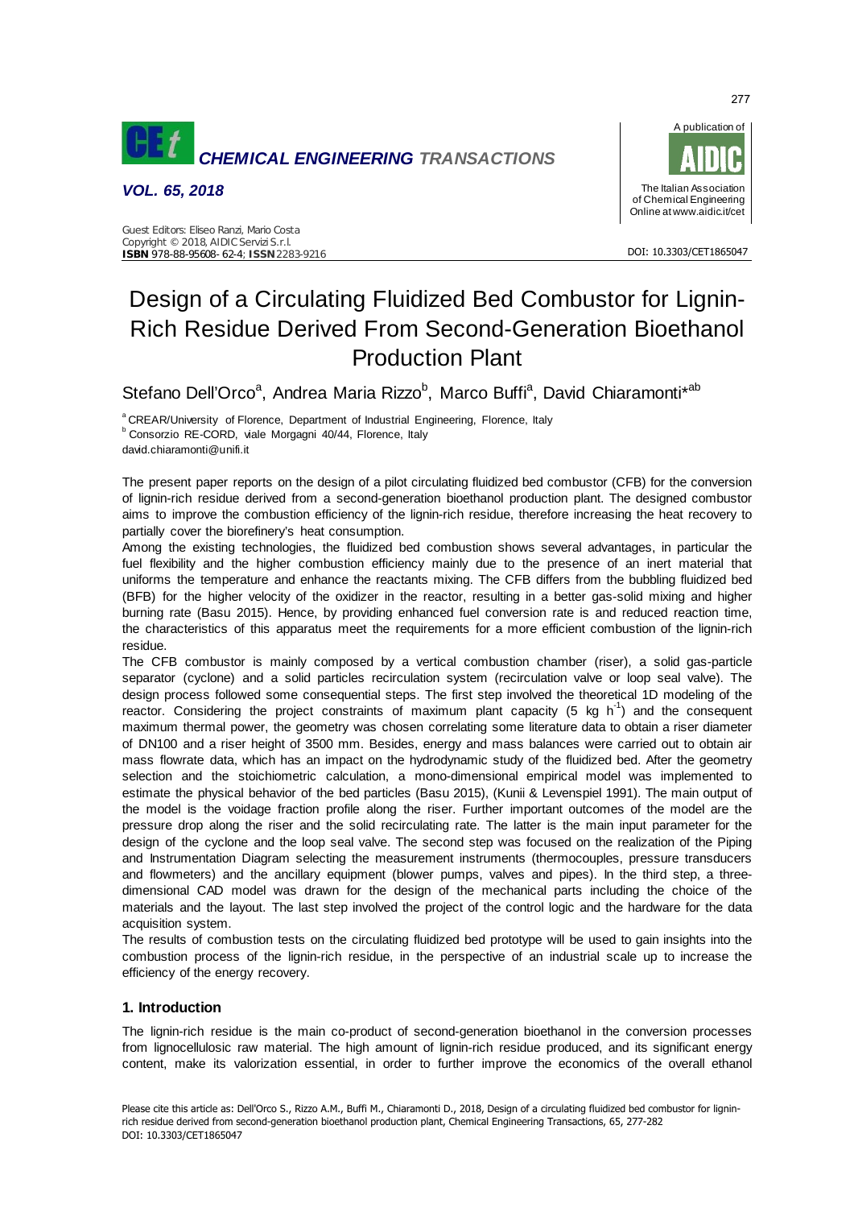# Design of a Circulating Fluidized Bed Combustor for Lignin-Rich Residue Derived From Second-Generation Bioethanol Production Plant

Stefano Dell'Orco[a], Andrea Maria Rizzo[b], Marco Buffi[a], David Chiaramonti*[ab]

[a] CREAR/University of Florence, Department of Industrial Engineering, Florence, Italy
[b] Consorzio RE-CORD, viale Morgagni 40/44, Florence, Italy
david.chiaramonti@unifi.it

The present paper reports on the design of a pilot circulating fluidized bed combustor (CFB) for the conversion of lignin-rich residue derived from a second-generation bioethanol production plant. The designed combustor aims to improve the combustion efficiency of the lignin-rich residue, therefore increasing the heat recovery to partially cover the biorefinery's heat consumption.

Among the existing technologies, the fluidized bed combustion shows several advantages, in particular the fuel flexibility and the higher combustion efficiency mainly due to the presence of an inert material that uniforms the temperature and enhance the reactants mixing. The CFB differs from the bubbling fluidized bed (BFB) for the higher velocity of the oxidizer in the reactor, resulting in a better gas-solid mixing and higher burning rate (Basu 2015). Hence, by providing enhanced fuel conversion rate is and reduced reaction time, the characteristics of this apparatus meet the requirements for a more efficient combustion of the lignin-rich residue.

The CFB combustor is mainly composed by a vertical combustion chamber (riser), a solid gas-particle separator (cyclone) and a solid particles recirculation system (recirculation valve or loop seal valve). The design process followed some consequential steps. The first step involved the theoretical 1D modeling of the reactor. Considering the project constraints of maximum plant capacity (5 kg $h^{-1}$) and the consequent maximum thermal power, the geometry was chosen correlating some literature data to obtain a riser diameter of DN100 and a riser height of 3500 mm. Besides, energy and mass balances were carried out to obtain air mass flowrate data, which has an impact on the hydrodynamic study of the fluidized bed. After the geometry selection and the stoichiometric calculation, a mono-dimensional empirical model was implemented to estimate the physical behavior of the bed particles (Basu 2015), (Kunii & Levenspiel 1991). The main output of the model is the voidage fraction profile along the riser. Further important outcomes of the model are the pressure drop along the riser and the solid recirculating rate. The latter is the main input parameter for the design of the cyclone and the loop seal valve. The second step was focused on the realization of the Piping and Instrumentation Diagram selecting the measurement instruments (thermocouples, pressure transducers and flowmeters) and the ancillary equipment (blower pumps, valves and pipes). In the third step, a three-dimensional CAD model was drawn for the design of the mechanical parts including the choice of the materials and the layout. The last step involved the project of the control logic and the hardware for the data acquisition system.

The results of combustion tests on the circulating fluidized bed prototype will be used to gain insights into the combustion process of the lignin-rich residue, in the perspective of an industrial scale up to increase the efficiency of the energy recovery.

## 1. Introduction

The lignin-rich residue is the main co-product of second-generation bioethanol in the conversion processes from lignocellulosic raw material. The high amount of lignin-rich residue produced, and its significant energy content, make its valorization essential, in order to further improve the economics of the overall ethanol

Please cite this article as: Dell'Orco S., Rizzo A.M., Buffi M., Chiaramonti D., 2018, Design of a circulating fluidized bed combustor for lignin-rich residue derived from second-generation bioethanol production plant, Chemical Engineering Transactions, 65, 277-282 DOI: 10.3303/CET1865047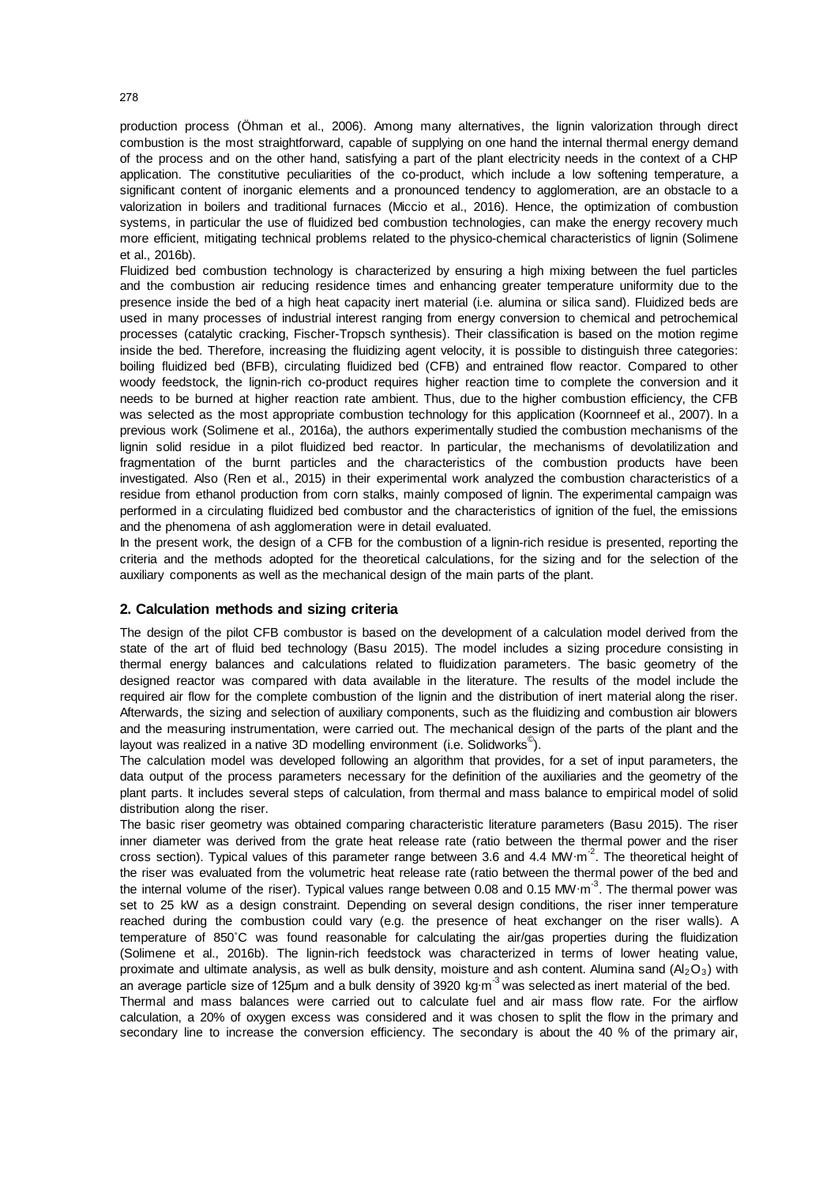production process (Öhman et al., 2006). Among many alternatives, the lignin valorization through direct combustion is the most straightforward, capable of supplying on one hand the internal thermal energy demand of the process and on the other hand, satisfying a part of the plant electricity needs in the context of a CHP application. The constitutive peculiarities of the co-product, which include a low softening temperature, a significant content of inorganic elements and a pronounced tendency to agglomeration, are an obstacle to a valorization in boilers and traditional furnaces (Miccio et al., 2016). Hence, the optimization of combustion systems, in particular the use of fluidized bed combustion technologies, can make the energy recovery much more efficient, mitigating technical problems related to the physico-chemical characteristics of lignin (Solimene et al., 2016b).

Fluidized bed combustion technology is characterized by ensuring a high mixing between the fuel particles and the combustion air reducing residence times and enhancing greater temperature uniformity due to the presence inside the bed of a high heat capacity inert material (i.e. alumina or silica sand). Fluidized beds are used in many processes of industrial interest ranging from energy conversion to chemical and petrochemical processes (catalytic cracking, Fischer-Tropsch synthesis). Their classification is based on the motion regime inside the bed. Therefore, increasing the fluidizing agent velocity, it is possible to distinguish three categories: boiling fluidized bed (BFB), circulating fluidized bed (CFB) and entrained flow reactor. Compared to other woody feedstock, the lignin-rich co-product requires higher reaction time to complete the conversion and it needs to be burned at higher reaction rate ambient. Thus, due to the higher combustion efficiency, the CFB was selected as the most appropriate combustion technology for this application (Koornneef et al., 2007). In a previous work (Solimene et al., 2016a), the authors experimentally studied the combustion mechanisms of the lignin solid residue in a pilot fluidized bed reactor. In particular, the mechanisms of devolatilization and fragmentation of the burnt particles and the characteristics of the combustion products have been investigated. Also (Ren et al., 2015) in their experimental work analyzed the combustion characteristics of a residue from ethanol production from corn stalks, mainly composed of lignin. The experimental campaign was performed in a circulating fluidized bed combustor and the characteristics of ignition of the fuel, the emissions and the phenomena of ash agglomeration were in detail evaluated.

In the present work, the design of a CFB for the combustion of a lignin-rich residue is presented, reporting the criteria and the methods adopted for the theoretical calculations, for the sizing and for the selection of the auxiliary components as well as the mechanical design of the main parts of the plant.

## 2. Calculation methods and sizing criteria

The design of the pilot CFB combustor is based on the development of a calculation model derived from the state of the art of fluid bed technology (Basu 2015). The model includes a sizing procedure consisting in thermal energy balances and calculations related to fluidization parameters. The basic geometry of the designed reactor was compared with data available in the literature. The results of the model include the required air flow for the complete combustion of the lignin and the distribution of inert material along the riser. Afterwards, the sizing and selection of auxiliary components, such as the fluidizing and combustion air blowers and the measuring instrumentation, were carried out. The mechanical design of the parts of the plant and the layout was realized in a native 3D modelling environment (i.e. Solidworks©).

The calculation model was developed following an algorithm that provides, for a set of input parameters, the data output of the process parameters necessary for the definition of the auxiliaries and the geometry of the plant parts. It includes several steps of calculation, from thermal and mass balance to empirical model of solid distribution along the riser.

The basic riser geometry was obtained comparing characteristic literature parameters (Basu 2015). The riser inner diameter was derived from the grate heat release rate (ratio between the thermal power and the riser cross section). Typical values of this parameter range between 3.6 and 4.4 $MW \cdot m^{-2}$. The theoretical height of the riser was evaluated from the volumetric heat release rate (ratio between the thermal power of the bed and the internal volume of the riser). Typical values range between 0.08 and 0.15 $MW \cdot m^{-3}$. The thermal power was set to 25 kW as a design constraint. Depending on several design conditions, the riser inner temperature reached during the combustion could vary (e.g. the presence of heat exchanger on the riser walls). A temperature of 850°C was found reasonable for calculating the air/gas properties during the fluidization (Solimene et al., 2016b). The lignin-rich feedstock was characterized in terms of lower heating value, proximate and ultimate analysis, as well as bulk density, moisture and ash content. Alumina sand ($Al_2O_3$) with an average particle size of 125μm and a bulk density of 3920 $kg \cdot m^{-3}$ was selected as inert material of the bed.

Thermal and mass balances were carried out to calculate fuel and air mass flow rate. For the airflow calculation, a 20% of oxygen excess was considered and it was chosen to split the flow in the primary and secondary line to increase the conversion efficiency. The secondary is about the 40 % of the primary air,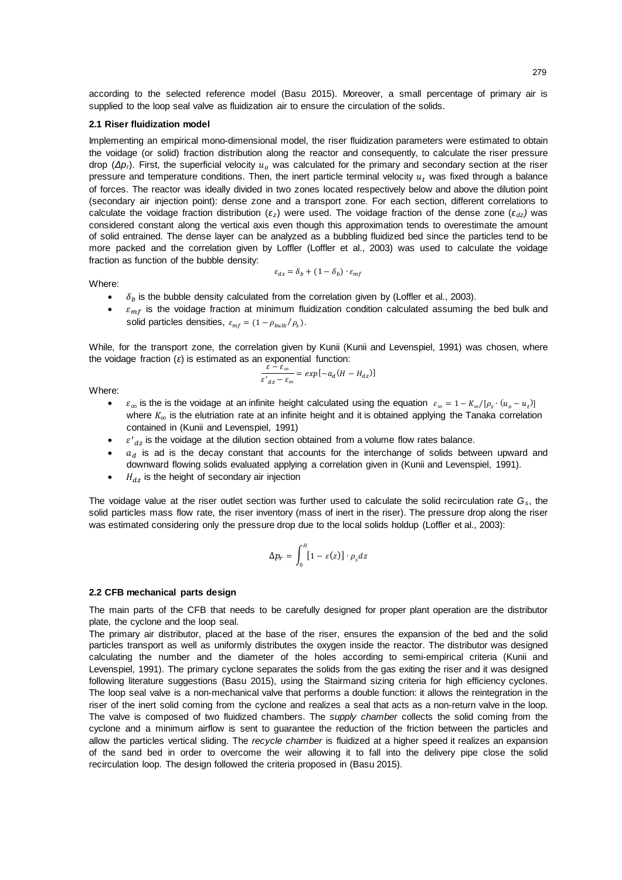according to the selected reference model (Basu 2015). Moreover, a small percentage of primary air is supplied to the loop seal valve as fluidization air to ensure the circulation of the solids.

### 2.1 Riser fluidization model

Implementing an empirical mono-dimensional model, the riser fluidization parameters were estimated to obtain the voidage (or solid) fraction distribution along the reactor and consequently, to calculate the riser pressure drop ($\Delta p_r$). First, the superficial velocity $u_o$ was calculated for the primary and secondary section at the riser pressure and temperature conditions. Then, the inert particle terminal velocity $u_t$ was fixed through a balance of forces. The reactor was ideally divided in two zones located respectively below and above the dilution point (secondary air injection point): dense zone and a transport zone. For each section, different correlations to calculate the voidage fraction distribution ($\varepsilon_z$) were used. The voidage fraction of the dense zone ($\varepsilon_{dz}$) was considered constant along the vertical axis even though this approximation tends to overestimate the amount of solid entrained. The dense layer can be analyzed as a bubbling fluidized bed since the particles tend to be more packed and the correlation given by Loffler (Loffler et al., 2003) was used to calculate the voidage fraction as function of the bubble density:

$$\varepsilon_{dz} = \delta_b + (1 - \delta_b) \cdot \varepsilon_{mf}$$

Where:

- $\delta_b$ is the bubble density calculated from the correlation given by (Loffler et al., 2003).
- $\varepsilon_{mf}$ is the voidage fraction at minimum fluidization condition calculated assuming the bed bulk and solid particles densities, $\varepsilon_{mf} = (1 - \rho_{bulk}/\rho_s)$.

While, for the transport zone, the correlation given by Kunii (Kunii and Levenspiel, 1991) was chosen, where the voidage fraction ($\varepsilon$) is estimated as an exponential function:

$$\frac{\varepsilon - \varepsilon_\infty}{\varepsilon'_{dz} - \varepsilon_\infty} = exp[-a_d(H - H_{dz})]$$

Where:

- $\varepsilon_\infty$ is the is the voidage at an infinite height calculated using the equation $\varepsilon_\infty = 1 - K_\infty/[\rho_s \cdot (u_o - u_t)]$ where $K_\infty$ is the elutriation rate at an infinite height and it is obtained applying the Tanaka correlation contained in (Kunii and Levenspiel, 1991)
- $\varepsilon'_{dz}$ is the voidage at the dilution section obtained from a volume flow rates balance.
- $a_d$ is ad is the decay constant that accounts for the interchange of solids between upward and downward flowing solids evaluated applying a correlation given in (Kunii and Levenspiel, 1991).
- $H_{dz}$ is the height of secondary air injection

The voidage value at the riser outlet section was further used to calculate the solid recirculation rate $G_s$, the solid particles mass flow rate, the riser inventory (mass of inert in the riser). The pressure drop along the riser was estimated considering only the pressure drop due to the local solids holdup (Loffler et al., 2003):

$$\Delta p_r = \int_0^H [1 - \varepsilon(z)] \cdot \rho_s dz$$

### 2.2 CFB mechanical parts design

The main parts of the CFB that needs to be carefully designed for proper plant operation are the distributor plate, the cyclone and the loop seal.

The primary air distributor, placed at the base of the riser, ensures the expansion of the bed and the solid particles transport as well as uniformly distributes the oxygen inside the reactor. The distributor was designed calculating the number and the diameter of the holes according to semi-empirical criteria (Kunii and Levenspiel, 1991). The primary cyclone separates the solids from the gas exiting the riser and it was designed following literature suggestions (Basu 2015), using the Stairmand sizing criteria for high efficiency cyclones. The loop seal valve is a non-mechanical valve that performs a double function: it allows the reintegration in the riser of the inert solid coming from the cyclone and realizes a seal that acts as a non-return valve in the loop. The valve is composed of two fluidized chambers. The *supply chamber* collects the solid coming from the cyclone and a minimum airflow is sent to guarantee the reduction of the friction between the particles and allow the particles vertical sliding. The *recycle chamber* is fluidized at a higher speed it realizes an expansion of the sand bed in order to overcome the weir allowing it to fall into the delivery pipe close the solid recirculation loop. The design followed the criteria proposed in (Basu 2015).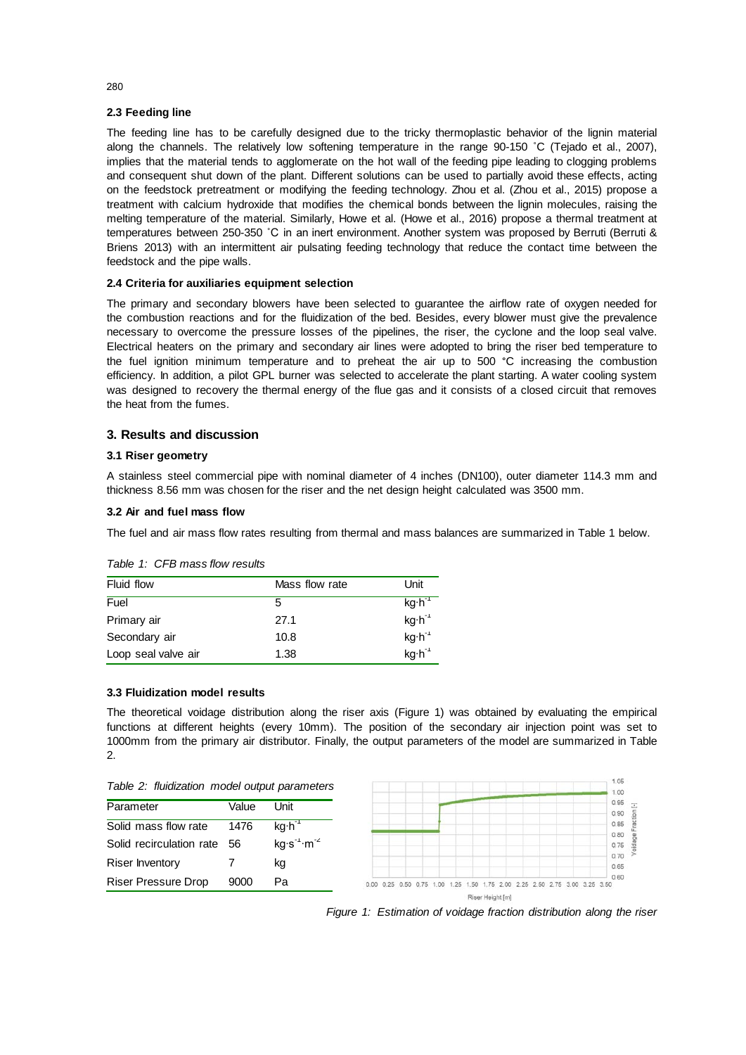### 2.3 Feeding line

The feeding line has to be carefully designed due to the tricky thermoplastic behavior of the lignin material along the channels. The relatively low softening temperature in the range 90-150 °C (Tejado et al., 2007), implies that the material tends to agglomerate on the hot wall of the feeding pipe leading to clogging problems and consequent shut down of the plant. Different solutions can be used to partially avoid these effects, acting on the feedstock pretreatment or modifying the feeding technology. Zhou et al. (Zhou et al., 2015) propose a treatment with calcium hydroxide that modifies the chemical bonds between the lignin molecules, raising the melting temperature of the material. Similarly, Howe et al. (Howe et al., 2016) propose a thermal treatment at temperatures between 250-350 °C in an inert environment. Another system was proposed by Berruti (Berruti & Briens 2013) with an intermittent air pulsating feeding technology that reduce the contact time between the feedstock and the pipe walls.

### 2.4 Criteria for auxiliaries equipment selection

The primary and secondary blowers have been selected to guarantee the airflow rate of oxygen needed for the combustion reactions and for the fluidization of the bed. Besides, every blower must give the prevalence necessary to overcome the pressure losses of the pipelines, the riser, the cyclone and the loop seal valve. Electrical heaters on the primary and secondary air lines were adopted to bring the riser bed temperature to the fuel ignition minimum temperature and to preheat the air up to 500 °C increasing the combustion efficiency. In addition, a pilot GPL burner was selected to accelerate the plant starting. A water cooling system was designed to recovery the thermal energy of the flue gas and it consists of a closed circuit that removes the heat from the fumes.

## 3. Results and discussion

### 3.1 Riser geometry

A stainless steel commercial pipe with nominal diameter of 4 inches (DN100), outer diameter 114.3 mm and thickness 8.56 mm was chosen for the riser and the net design height calculated was 3500 mm.

### 3.2 Air and fuel mass flow

The fuel and air mass flow rates resulting from thermal and mass balances are summarized in Table 1 below.

*Table 1: CFB mass flow results*

| Fluid flow | Mass flow rate | Unit |
|---|---|---|
| Fuel | 5 | $kg \cdot h^{-1}$ |
| Primary air | 27.1 | $kg \cdot h^{-1}$ |
| Secondary air | 10.8 | $kg \cdot h^{-1}$ |
| Loop seal valve air | 1.38 | $kg \cdot h^{-1}$ |

### 3.3 Fluidization model results

The theoretical voidage distribution along the riser axis (Figure 1) was obtained by evaluating the empirical functions at different heights (every 10mm). The position of the secondary air injection point was set to 1000mm from the primary air distributor. Finally, the output parameters of the model are summarized in Table 2.

*Table 2: fluidization model output parameters*

| Parameter | Value | Unit |
|---|---|---|
| Solid mass flow rate | 1476 | $kg \cdot h^{-1}$ |
| Solid recirculation rate | 56 | $kg \cdot s^{-1} \cdot m^{-2}$ |
| Riser Inventory | 7 | kg |
| Riser Pressure Drop | 9000 | Pa |

*Figure 1: Estimation of voidage fraction distribution along the riser*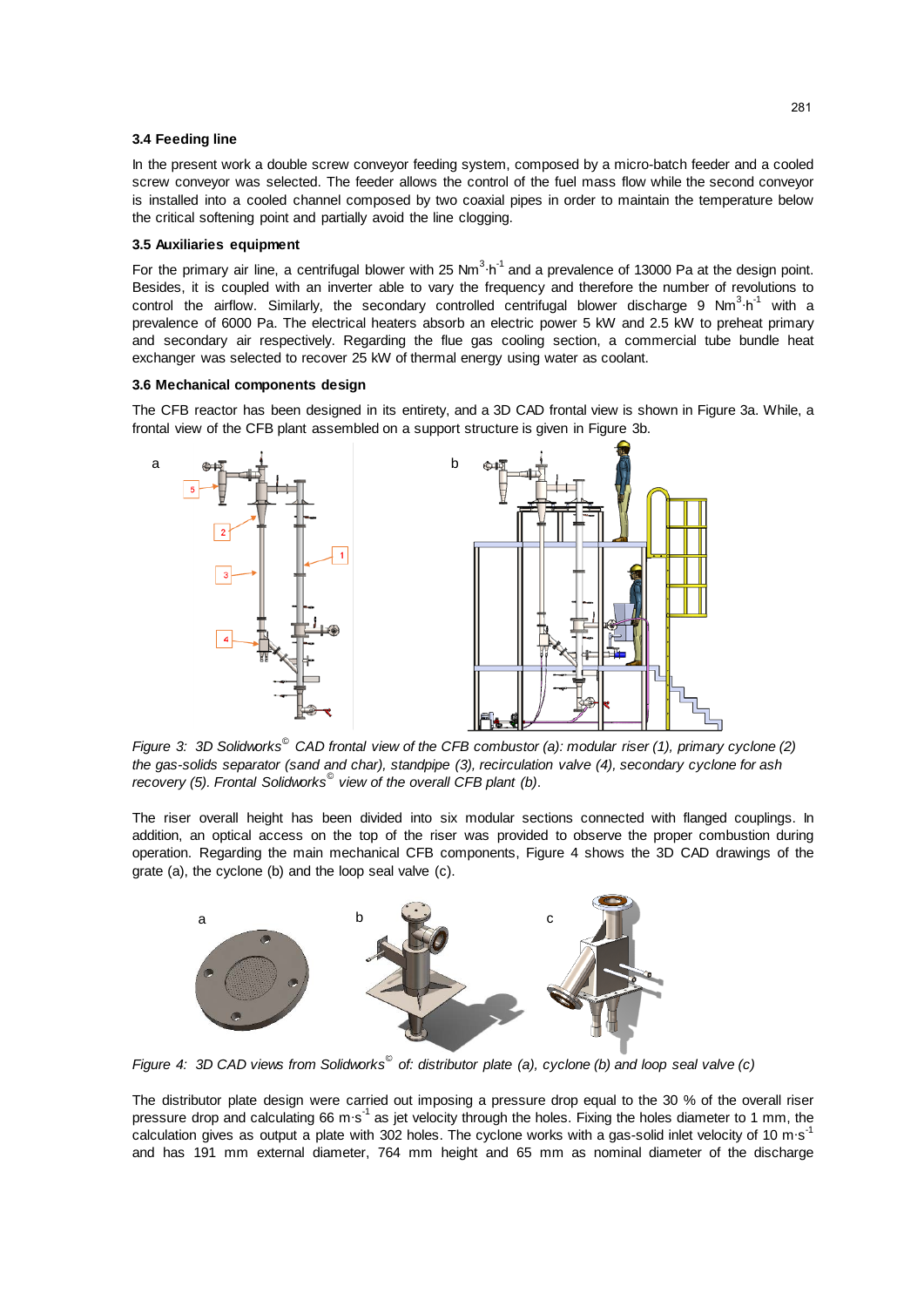### 3.4 Feeding line

In the present work a double screw conveyor feeding system, composed by a micro-batch feeder and a cooled screw conveyor was selected. The feeder allows the control of the fuel mass flow while the second conveyor is installed into a cooled channel composed by two coaxial pipes in order to maintain the temperature below the critical softening point and partially avoid the line clogging.

### 3.5 Auxiliaries equipment

For the primary air line, a centrifugal blower with 25 $Nm^3 \cdot h^{-1}$ and a prevalence of 13000 Pa at the design point. Besides, it is coupled with an inverter able to vary the frequency and therefore the number of revolutions to control the airflow. Similarly, the secondary controlled centrifugal blower discharge 9 $Nm^3 \cdot h^{-1}$ with a prevalence of 6000 Pa. The electrical heaters absorb an electric power 5 kW and 2.5 kW to preheat primary and secondary air respectively. Regarding the flue gas cooling section, a commercial tube bundle heat exchanger was selected to recover 25 kW of thermal energy using water as coolant.

### 3.6 Mechanical components design

The CFB reactor has been designed in its entirety, and a 3D CAD frontal view is shown in Figure 3a. While, a frontal view of the CFB plant assembled on a support structure is given in Figure 3b.

*Figure 3: 3D Solidworks© CAD frontal view of the CFB combustor (a): modular riser (1), primary cyclone (2) the gas-solids separator (sand and char), standpipe (3), recirculation valve (4), secondary cyclone for ash recovery (5). Frontal Solidworks© view of the overall CFB plant (b).*

The riser overall height has been divided into six modular sections connected with flanged couplings. In addition, an optical access on the top of the riser was provided to observe the proper combustion during operation. Regarding the main mechanical CFB components, Figure 4 shows the 3D CAD drawings of the grate (a), the cyclone (b) and the loop seal valve (c).

*Figure 4: 3D CAD views from Solidworks© of: distributor plate (a), cyclone (b) and loop seal valve (c)*

The distributor plate design were carried out imposing a pressure drop equal to the 30 % of the overall riser pressure drop and calculating 66 $m \cdot s^{-1}$ as jet velocity through the holes. Fixing the holes diameter to 1 mm, the calculation gives as output a plate with 302 holes. The cyclone works with a gas-solid inlet velocity of 10 $m \cdot s^{-1}$ and has 191 mm external diameter, 764 mm height and 65 mm as nominal diameter of the discharge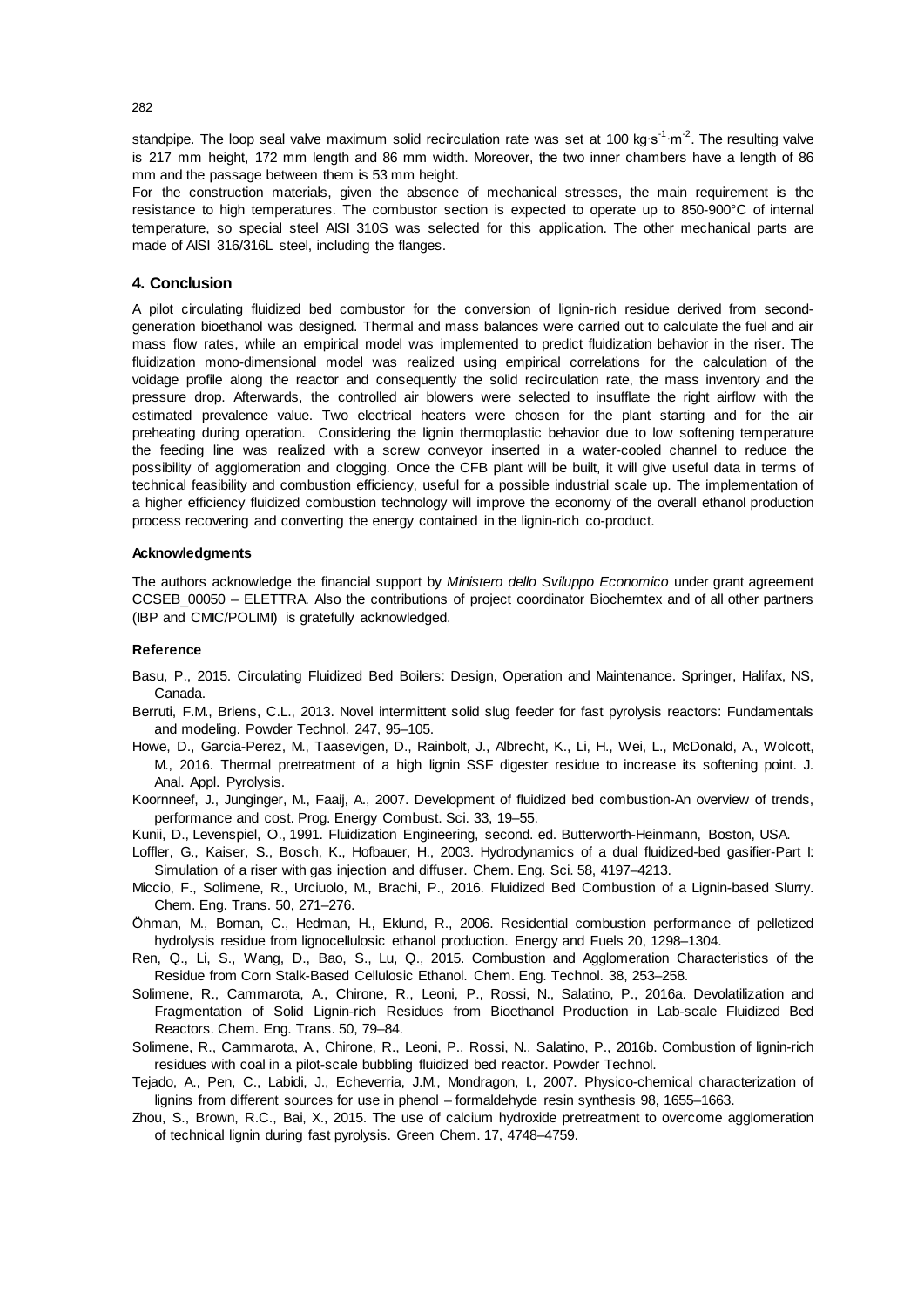standpipe. The loop seal valve maximum solid recirculation rate was set at 100 $kg \cdot s^{-1} \cdot m^{-2}$. The resulting valve is 217 mm height, 172 mm length and 86 mm width. Moreover, the two inner chambers have a length of 86 mm and the passage between them is 53 mm height.

For the construction materials, given the absence of mechanical stresses, the main requirement is the resistance to high temperatures. The combustor section is expected to operate up to 850-900°C of internal temperature, so special steel AISI 310S was selected for this application. The other mechanical parts are made of AISI 316/316L steel, including the flanges.

## 4. Conclusion

A pilot circulating fluidized bed combustor for the conversion of lignin-rich residue derived from second-generation bioethanol was designed. Thermal and mass balances were carried out to calculate the fuel and air mass flow rates, while an empirical model was implemented to predict fluidization behavior in the riser. The fluidization mono-dimensional model was realized using empirical correlations for the calculation of the voidage profile along the reactor and consequently the solid recirculation rate, the mass inventory and the pressure drop. Afterwards, the controlled air blowers were selected to insufflate the right airflow with the estimated prevalence value. Two electrical heaters were chosen for the plant starting and for the air preheating during operation. Considering the lignin thermoplastic behavior due to low softening temperature the feeding line was realized with a screw conveyor inserted in a water-cooled channel to reduce the possibility of agglomeration and clogging. Once the CFB plant will be built, it will give useful data in terms of technical feasibility and combustion efficiency, useful for a possible industrial scale up. The implementation of a higher efficiency fluidized combustion technology will improve the economy of the overall ethanol production process recovering and converting the energy contained in the lignin-rich co-product.

#### Acknowledgments

The authors acknowledge the financial support by *Ministero dello Sviluppo Economico* under grant agreement CCSEB_00050 – ELETTRA. Also the contributions of project coordinator Biochemtex and of all other partners (IBP and CMIC/POLIMI) is gratefully acknowledged.

### Reference

Basu, P., 2015. Circulating Fluidized Bed Boilers: Design, Operation and Maintenance. Springer, Halifax, NS, Canada.

Berruti, F.M., Briens, C.L., 2013. Novel intermittent solid slug feeder for fast pyrolysis reactors: Fundamentals and modeling. Powder Technol. 247, 95–105.

Howe, D., Garcia-Perez, M., Taasevigen, D., Rainbolt, J., Albrecht, K., Li, H., Wei, L., McDonald, A., Wolcott, M., 2016. Thermal pretreatment of a high lignin SSF digester residue to increase its softening point. J. Anal. Appl. Pyrolysis.

Koornneef, J., Junginger, M., Faaij, A., 2007. Development of fluidized bed combustion-An overview of trends, performance and cost. Prog. Energy Combust. Sci. 33, 19–55.

Kunii, D., Levenspiel, O., 1991. Fluidization Engineering, second. ed. Butterworth-Heinmann, Boston, USA.

Loffler, G., Kaiser, S., Bosch, K., Hofbauer, H., 2003. Hydrodynamics of a dual fluidized-bed gasifier-Part I: Simulation of a riser with gas injection and diffuser. Chem. Eng. Sci. 58, 4197–4213.

Miccio, F., Solimene, R., Urciuolo, M., Brachi, P., 2016. Fluidized Bed Combustion of a Lignin-based Slurry. Chem. Eng. Trans. 50, 271–276.

Öhman, M., Boman, C., Hedman, H., Eklund, R., 2006. Residential combustion performance of pelletized hydrolysis residue from lignocellulosic ethanol production. Energy and Fuels 20, 1298–1304.

Ren, Q., Li, S., Wang, D., Bao, S., Lu, Q., 2015. Combustion and Agglomeration Characteristics of the Residue from Corn Stalk-Based Cellulosic Ethanol. Chem. Eng. Technol. 38, 253–258.

Solimene, R., Cammarota, A., Chirone, R., Leoni, P., Rossi, N., Salatino, P., 2016a. Devolatilization and Fragmentation of Solid Lignin-rich Residues from Bioethanol Production in Lab-scale Fluidized Bed Reactors. Chem. Eng. Trans. 50, 79–84.

Solimene, R., Cammarota, A., Chirone, R., Leoni, P., Rossi, N., Salatino, P., 2016b. Combustion of lignin-rich residues with coal in a pilot-scale bubbling fluidized bed reactor. Powder Technol.

Tejado, A., Pen, C., Labidi, J., Echeverria, J.M., Mondragon, I., 2007. Physico-chemical characterization of lignins from different sources for use in phenol – formaldehyde resin synthesis 98, 1655–1663.

Zhou, S., Brown, R.C., Bai, X., 2015. The use of calcium hydroxide pretreatment to overcome agglomeration of technical lignin during fast pyrolysis. Green Chem. 17, 4748–4759.